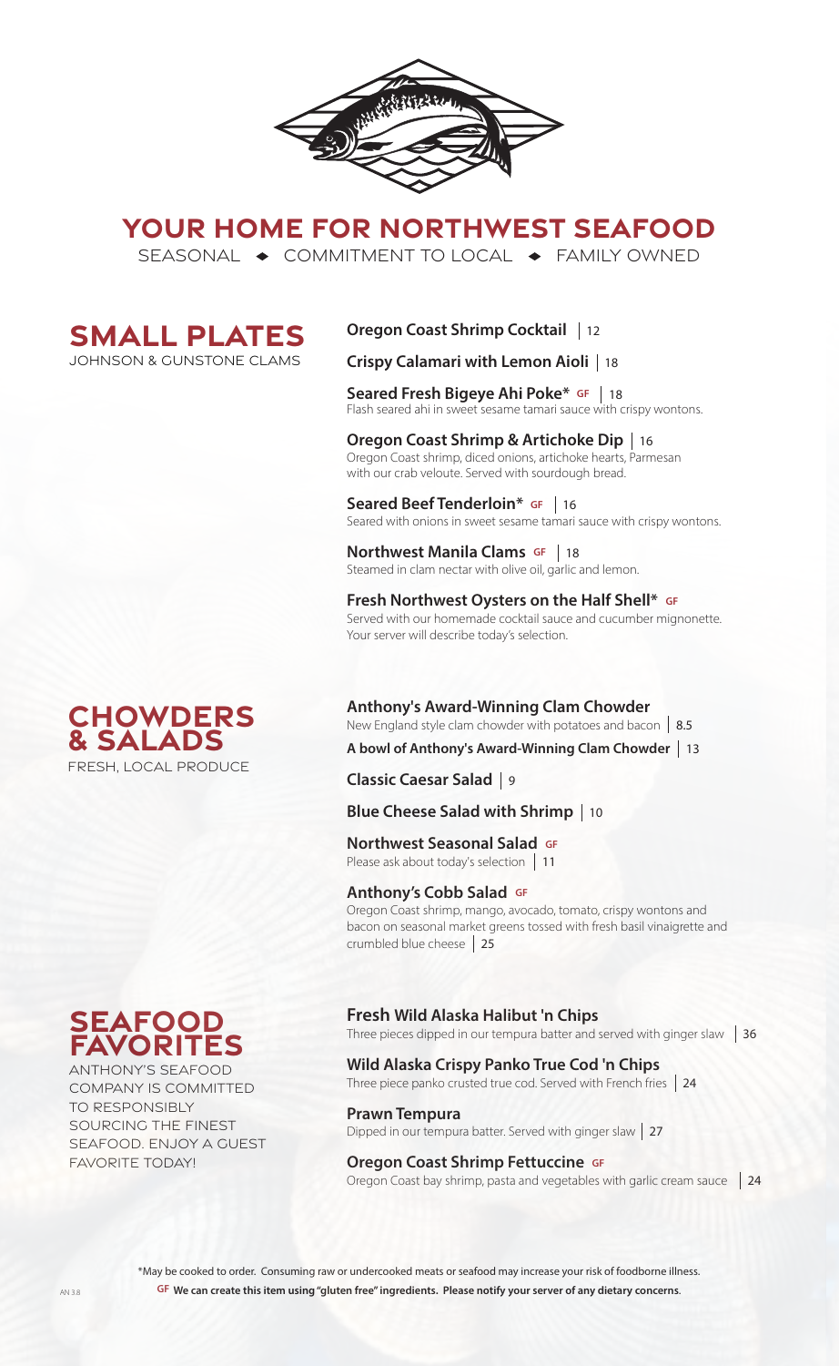# YOUR HOME FOR NORTHWEST SEAFOOD

SEASONAL ◆ COMMITMENT TO LOCAL ◆ FAMILY OWNED

## SMALL PLATES

JOHNSON & GUNSTONE CLAMS

**Oregon Coast Shrimp Cocktail** | 12

**Crispy Calamari with Lemon Aioli** | 18

**Seared Fresh Bigeye Ahi Poke*** GF | 18
Flash seared ahi in sweet sesame tamari sauce with crispy wontons.

**Oregon Coast Shrimp & Artichoke Dip** | 16
Oregon Coast shrimp, diced onions, artichoke hearts, Parmesan with our crab veloute. Served with sourdough bread.

**Seared Beef Tenderloin*** GF | 16
Seared with onions in sweet sesame tamari sauce with crispy wontons.

**Northwest Manila Clams** GF | 18
Steamed in clam nectar with olive oil, garlic and lemon.

**Fresh Northwest Oysters on the Half Shell*** GF
Served with our homemade cocktail sauce and cucumber mignonette. Your server will describe today's selection.

## CHOWDERS & SALADS

FRESH, LOCAL PRODUCE

**Anthony's Award-Winning Clam Chowder**
New England style clam chowder with potatoes and bacon | 8.5

**A bowl of Anthony's Award-Winning Clam Chowder** | 13

**Classic Caesar Salad** | 9

**Blue Cheese Salad with Shrimp** | 10

**Northwest Seasonal Salad** GF
Please ask about today's selection | 11

**Anthony's Cobb Salad** GF
Oregon Coast shrimp, mango, avocado, tomato, crispy wontons and bacon on seasonal market greens tossed with fresh basil vinaigrette and crumbled blue cheese | 25

## SEAFOOD FAVORITES

ANTHONY'S SEAFOOD COMPANY IS COMMITTED TO RESPONSIBLY SOURCING THE FINEST SEAFOOD. ENJOY A GUEST FAVORITE TODAY!

**Fresh Wild Alaska Halibut 'n Chips**
Three pieces dipped in our tempura batter and served with ginger slaw | 36

**Wild Alaska Crispy Panko True Cod 'n Chips**
Three piece panko crusted true cod. Served with French fries | 24

**Prawn Tempura**
Dipped in our tempura batter. Served with ginger slaw | 27

**Oregon Coast Shrimp Fettuccine** GF
Oregon Coast bay shrimp, pasta and vegetables with garlic cream sauce | 24

*May be cooked to order. Consuming raw or undercooked meats or seafood may increase your risk of foodborne illness.

GF **We can create this item using "gluten free" ingredients. Please notify your server of any dietary concerns.**

AN 3.8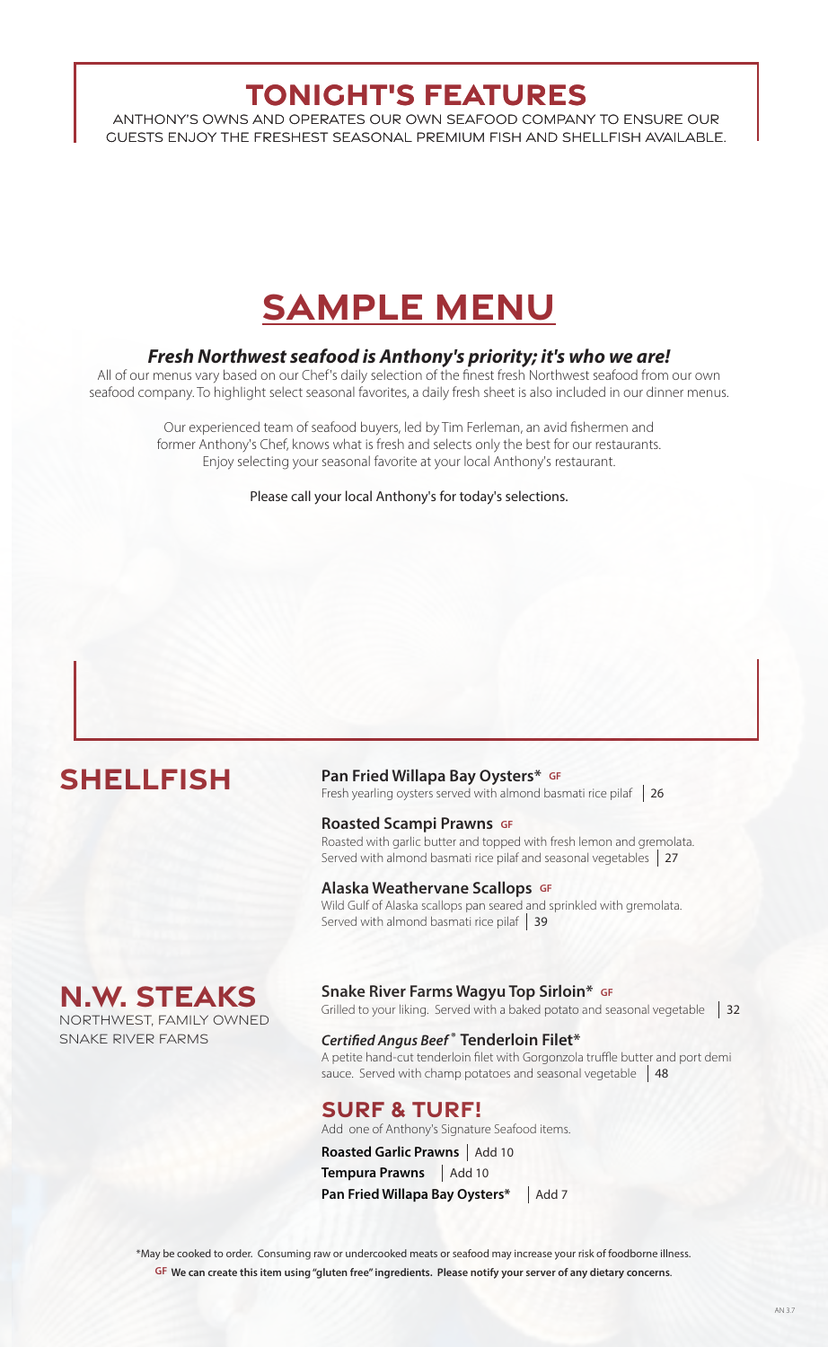# TONIGHT'S FEATURES

ANTHONY'S OWNS AND OPERATES OUR OWN SEAFOOD COMPANY TO ENSURE OUR GUESTS ENJOY THE FRESHEST SEASONAL PREMIUM FISH AND SHELLFISH AVAILABLE.

# SAMPLE MENU

### *Fresh Northwest seafood is Anthony's priority; it's who we are!*

All of our menus vary based on our Chef's daily selection of the finest fresh Northwest seafood from our own seafood company. To highlight select seasonal favorites, a daily fresh sheet is also included in our dinner menus.

Our experienced team of seafood buyers, led by Tim Ferleman, an avid fishermen and former Anthony's Chef, knows what is fresh and selects only the best for our restaurants. Enjoy selecting your seasonal favorite at your local Anthony's restaurant.

Please call your local Anthony's for today's selections.

## SHELLFISH

**Pan Fried Willapa Bay Oysters*** GF
Fresh yearling oysters served with almond basmati rice pilaf | 26

**Roasted Scampi Prawns** GF
Roasted with garlic butter and topped with fresh lemon and gremolata. Served with almond basmati rice pilaf and seasonal vegetables | 27

**Alaska Weathervane Scallops** GF
Wild Gulf of Alaska scallops pan seared and sprinkled with gremolata. Served with almond basmati rice pilaf | 39

## N.W. STEAKS

NORTHWEST, FAMILY OWNED SNAKE RIVER FARMS

**Snake River Farms Wagyu Top Sirloin*** GF
Grilled to your liking. Served with a baked potato and seasonal vegetable | 32

***Certified Angus Beef®* Tenderloin Filet***
A petite hand-cut tenderloin filet with Gorgonzola truffle butter and port demi sauce. Served with champ potatoes and seasonal vegetable | 48

## SURF & TURF!

Add one of Anthony's Signature Seafood items.

**Roasted Garlic Prawns** | Add 10
**Tempura Prawns** | Add 10
**Pan Fried Willapa Bay Oysters*** | Add 7

*May be cooked to order. Consuming raw or undercooked meats or seafood may increase your risk of foodborne illness.

**GF We can create this item using "gluten free" ingredients. Please notify your server of any dietary concerns.**

AN 3.7